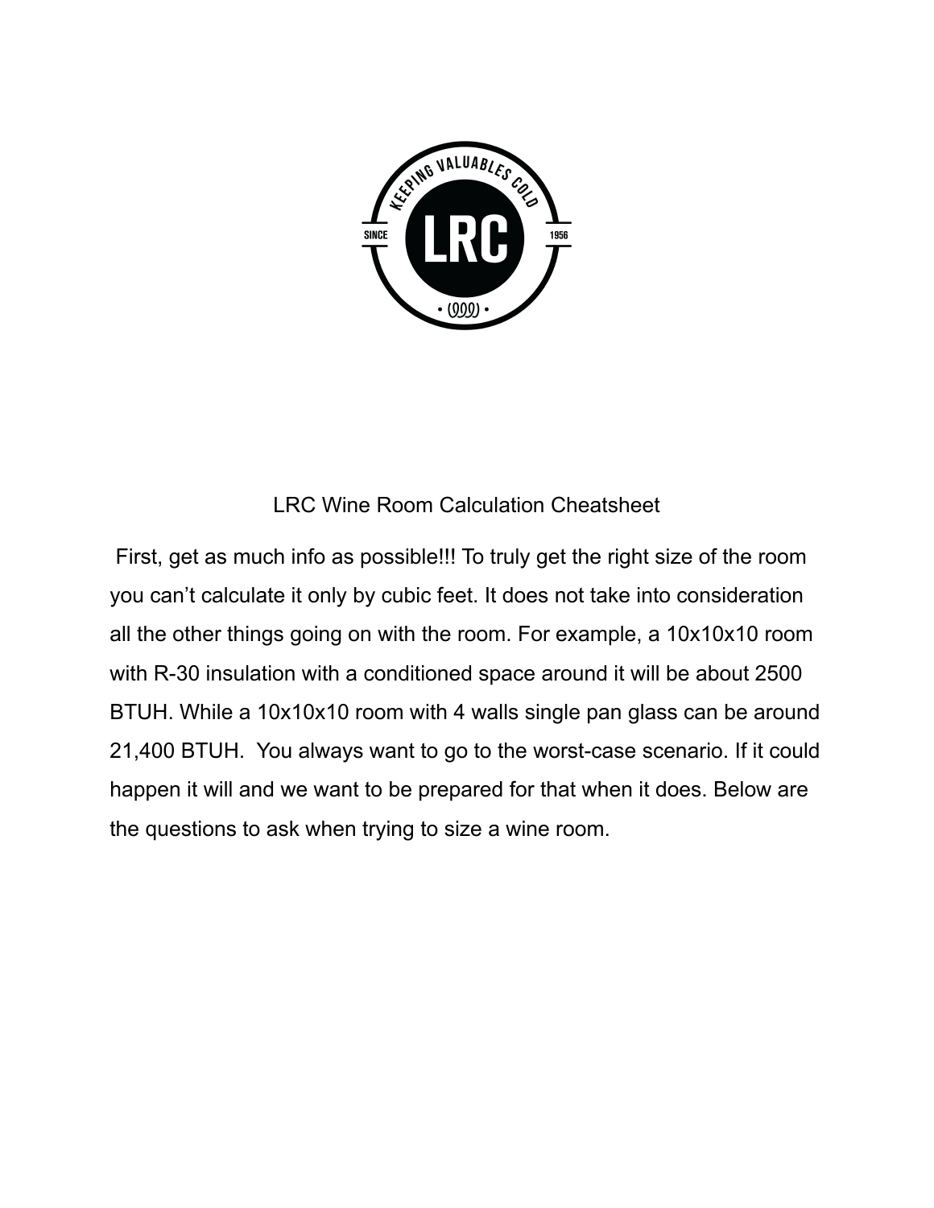# LRC Wine Room Calculation Cheatsheet

First, get as much info as possible!!! To truly get the right size of the room you can't calculate it only by cubic feet. It does not take into consideration all the other things going on with the room. For example, a 10x10x10 room with R-30 insulation with a conditioned space around it will be about 2500 BTUH. While a 10x10x10 room with 4 walls single pan glass can be around 21,400 BTUH. You always want to go to the worst-case scenario. If it could happen it will and we want to be prepared for that when it does. Below are the questions to ask when trying to size a wine room.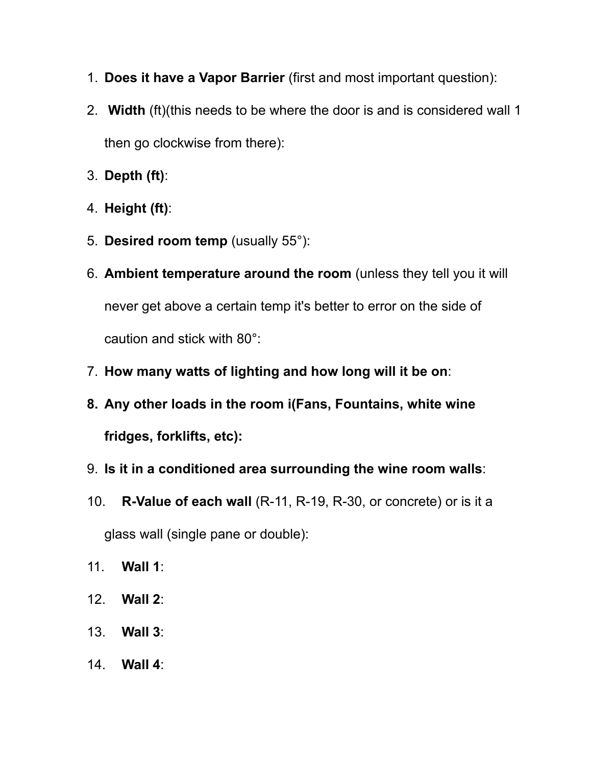1. **Does it have a Vapor Barrier** (first and most important question):
2. **Width** (ft)(this needs to be where the door is and is considered wall 1 then go clockwise from there):
3. **Depth (ft)**:
4. **Height (ft)**:
5. **Desired room temp** (usually 55°):
6. **Ambient temperature around the room** (unless they tell you it will never get above a certain temp it's better to error on the side of caution and stick with 80°:
7. **How many watts of lighting and how long will it be on**:
8. **Any other loads in the room i(Fans, Fountains, white wine fridges, forklifts, etc):**
9. **Is it in a conditioned area surrounding the wine room walls**:
10. **R-Value of each wall** (R-11, R-19, R-30, or concrete) or is it a glass wall (single pane or double):
11. **Wall 1**:
12. **Wall 2**:
13. **Wall 3**:
14. **Wall 4**: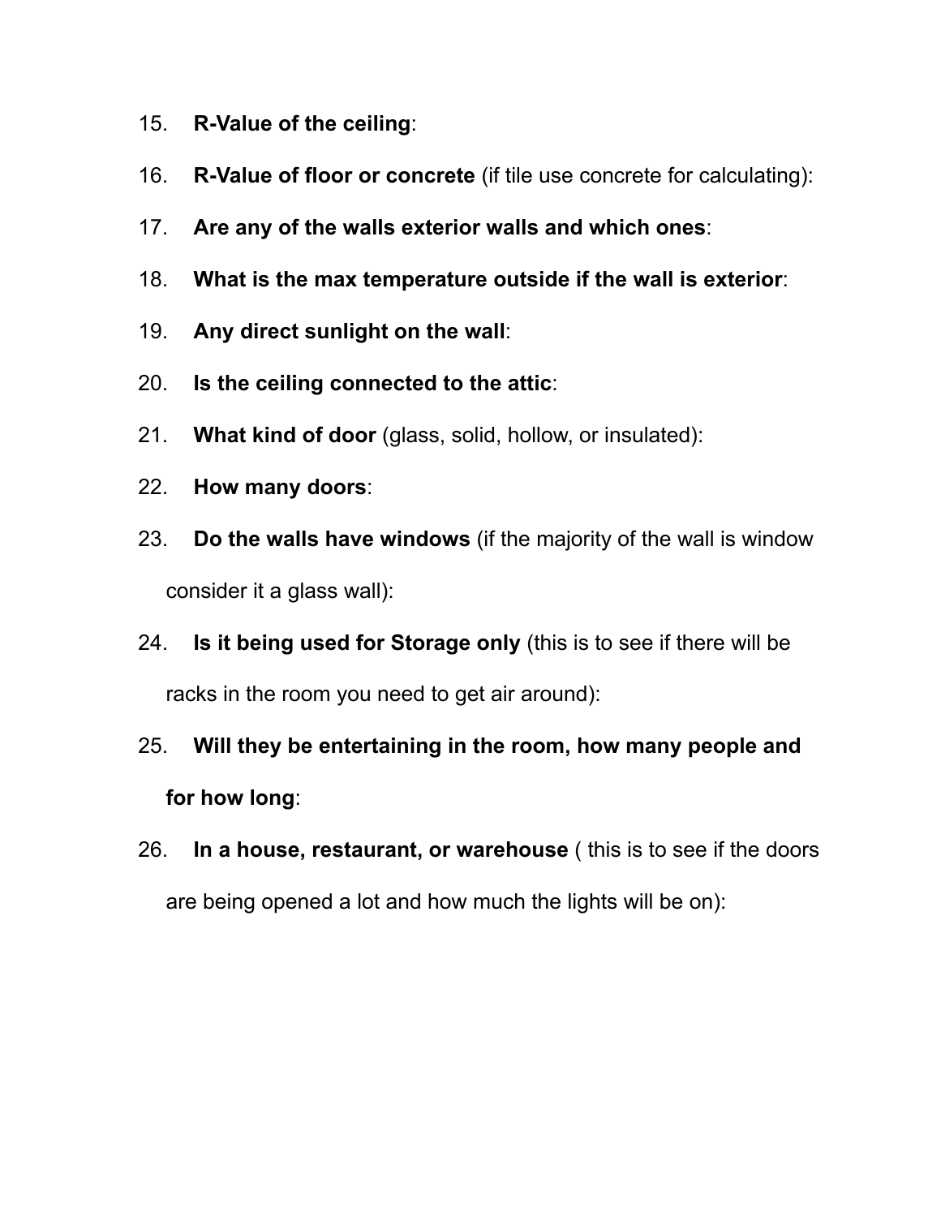15. **R-Value of the ceiling**:
16. **R-Value of floor or concrete** (if tile use concrete for calculating):
17. **Are any of the walls exterior walls and which ones**:
18. **What is the max temperature outside if the wall is exterior**:
19. **Any direct sunlight on the wall**:
20. **Is the ceiling connected to the attic**:
21. **What kind of door** (glass, solid, hollow, or insulated):
22. **How many doors**:
23. **Do the walls have windows** (if the majority of the wall is window consider it a glass wall):
24. **Is it being used for Storage only** (this is to see if there will be racks in the room you need to get air around):
25. **Will they be entertaining in the room, how many people and for how long**:
26. **In a house, restaurant, or warehouse** ( this is to see if the doors are being opened a lot and how much the lights will be on):